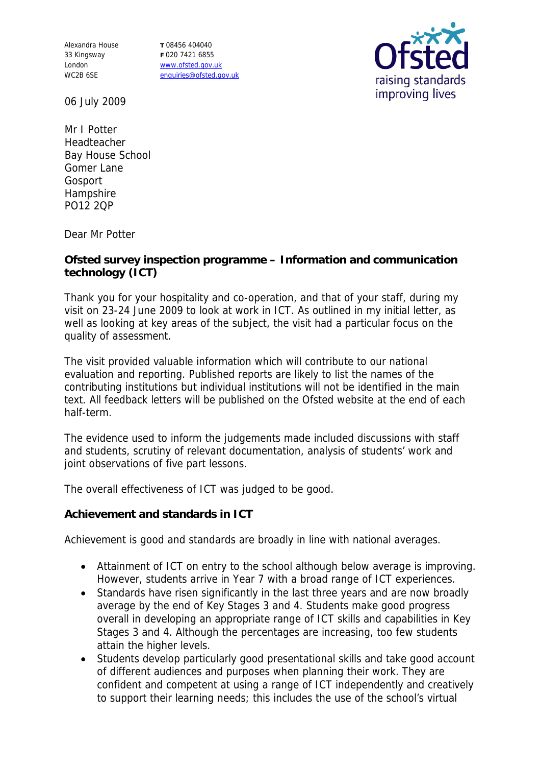Alexandra House
33 Kingsway
London
WC2B 6SE

T 08456 404040
F 020 7421 6855
www.ofsted.gov.uk
enquiries@ofsted.gov.uk

Ofsted
raising standards
improving lives

06 July 2009

Mr I Potter
Headteacher
Bay House School
Gomer Lane
Gosport
Hampshire
PO12 2QP

Dear Mr Potter

**Ofsted survey inspection programme – Information and communication technology (ICT)**

Thank you for your hospitality and co-operation, and that of your staff, during my visit on 23-24 June 2009 to look at work in ICT. As outlined in my initial letter, as well as looking at key areas of the subject, the visit had a particular focus on the quality of assessment.

The visit provided valuable information which will contribute to our national evaluation and reporting. Published reports are likely to list the names of the contributing institutions but individual institutions will not be identified in the main text. All feedback letters will be published on the Ofsted website at the end of each half-term.

The evidence used to inform the judgements made included discussions with staff and students, scrutiny of relevant documentation, analysis of students' work and joint observations of five part lessons.

The overall effectiveness of ICT was judged to be good.

**Achievement and standards in ICT**

Achievement is good and standards are broadly in line with national averages.

- Attainment of ICT on entry to the school although below average is improving. However, students arrive in Year 7 with a broad range of ICT experiences.
- Standards have risen significantly in the last three years and are now broadly average by the end of Key Stages 3 and 4. Students make good progress overall in developing an appropriate range of ICT skills and capabilities in Key Stages 3 and 4. Although the percentages are increasing, too few students attain the higher levels.
- Students develop particularly good presentational skills and take good account of different audiences and purposes when planning their work. They are confident and competent at using a range of ICT independently and creatively to support their learning needs; this includes the use of the school's virtual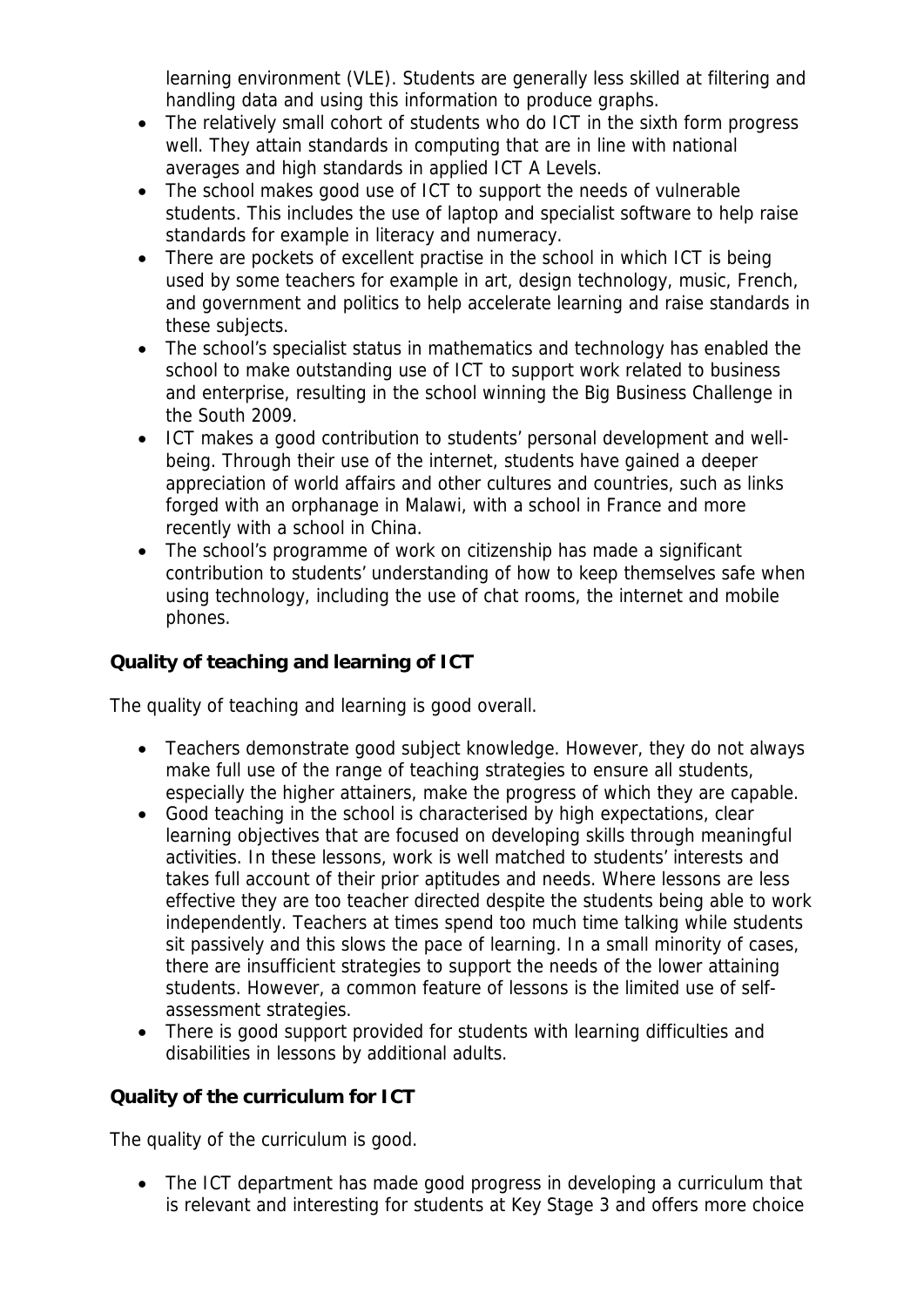learning environment (VLE). Students are generally less skilled at filtering and handling data and using this information to produce graphs.

- The relatively small cohort of students who do ICT in the sixth form progress well. They attain standards in computing that are in line with national averages and high standards in applied ICT A Levels.
- The school makes good use of ICT to support the needs of vulnerable students. This includes the use of laptop and specialist software to help raise standards for example in literacy and numeracy.
- There are pockets of excellent practise in the school in which ICT is being used by some teachers for example in art, design technology, music, French, and government and politics to help accelerate learning and raise standards in these subjects.
- The school's specialist status in mathematics and technology has enabled the school to make outstanding use of ICT to support work related to business and enterprise, resulting in the school winning the Big Business Challenge in the South 2009.
- ICT makes a good contribution to students' personal development and well-being. Through their use of the internet, students have gained a deeper appreciation of world affairs and other cultures and countries, such as links forged with an orphanage in Malawi, with a school in France and more recently with a school in China.
- The school's programme of work on citizenship has made a significant contribution to students' understanding of how to keep themselves safe when using technology, including the use of chat rooms, the internet and mobile phones.

**Quality of teaching and learning of ICT**

The quality of teaching and learning is good overall.

- Teachers demonstrate good subject knowledge. However, they do not always make full use of the range of teaching strategies to ensure all students, especially the higher attainers, make the progress of which they are capable.
- Good teaching in the school is characterised by high expectations, clear learning objectives that are focused on developing skills through meaningful activities. In these lessons, work is well matched to students' interests and takes full account of their prior aptitudes and needs. Where lessons are less effective they are too teacher directed despite the students being able to work independently. Teachers at times spend too much time talking while students sit passively and this slows the pace of learning. In a small minority of cases, there are insufficient strategies to support the needs of the lower attaining students. However, a common feature of lessons is the limited use of self-assessment strategies.
- There is good support provided for students with learning difficulties and disabilities in lessons by additional adults.

**Quality of the curriculum for ICT**

The quality of the curriculum is good.

- The ICT department has made good progress in developing a curriculum that is relevant and interesting for students at Key Stage 3 and offers more choice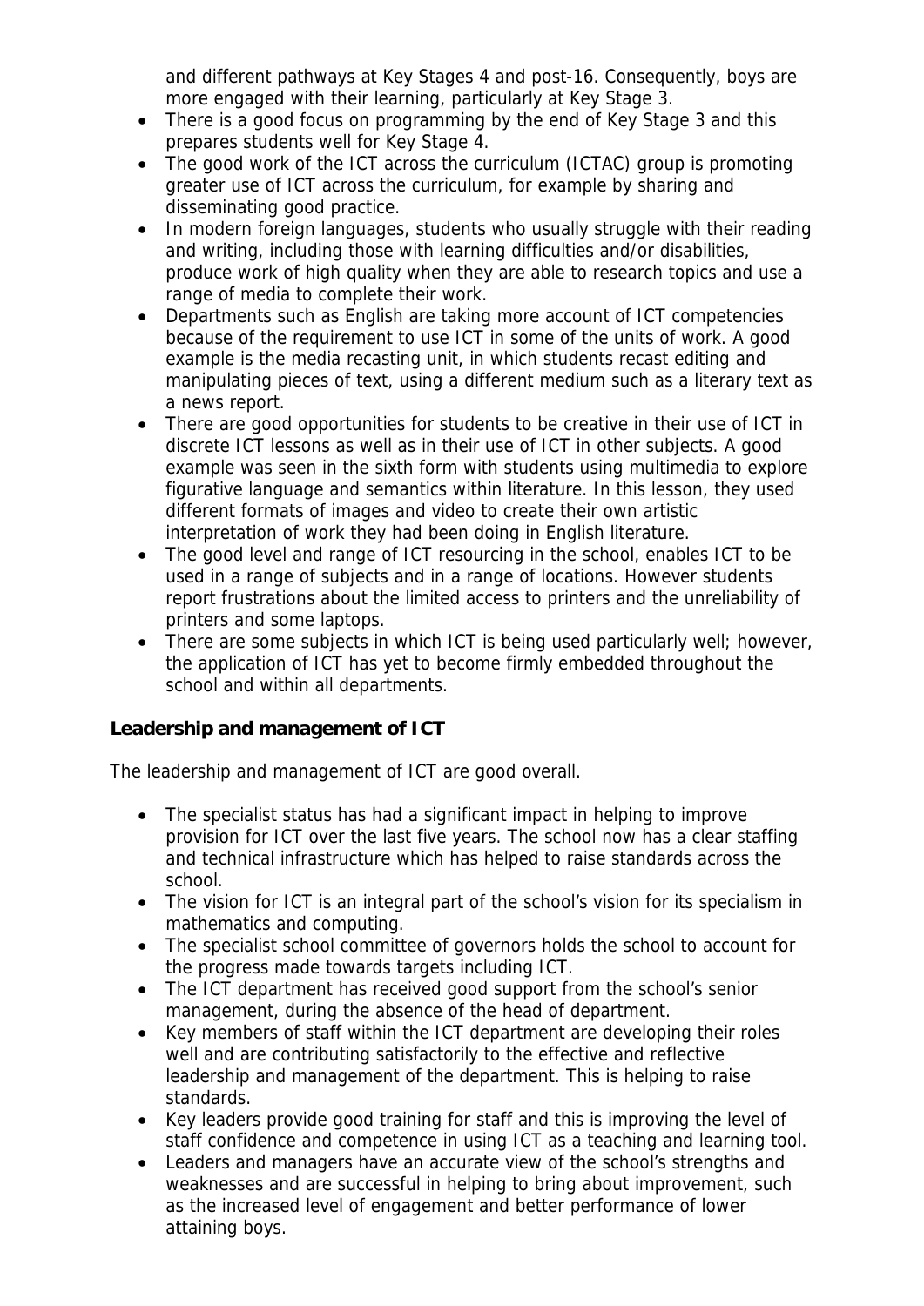and different pathways at Key Stages 4 and post-16. Consequently, boys are more engaged with their learning, particularly at Key Stage 3.

- There is a good focus on programming by the end of Key Stage 3 and this prepares students well for Key Stage 4.
- The good work of the ICT across the curriculum (ICTAC) group is promoting greater use of ICT across the curriculum, for example by sharing and disseminating good practice.
- In modern foreign languages, students who usually struggle with their reading and writing, including those with learning difficulties and/or disabilities, produce work of high quality when they are able to research topics and use a range of media to complete their work.
- Departments such as English are taking more account of ICT competencies because of the requirement to use ICT in some of the units of work. A good example is the media recasting unit, in which students recast editing and manipulating pieces of text, using a different medium such as a literary text as a news report.
- There are good opportunities for students to be creative in their use of ICT in discrete ICT lessons as well as in their use of ICT in other subjects. A good example was seen in the sixth form with students using multimedia to explore figurative language and semantics within literature. In this lesson, they used different formats of images and video to create their own artistic interpretation of work they had been doing in English literature.
- The good level and range of ICT resourcing in the school, enables ICT to be used in a range of subjects and in a range of locations. However students report frustrations about the limited access to printers and the unreliability of printers and some laptops.
- There are some subjects in which ICT is being used particularly well; however, the application of ICT has yet to become firmly embedded throughout the school and within all departments.

**Leadership and management of ICT**

The leadership and management of ICT are good overall.

- The specialist status has had a significant impact in helping to improve provision for ICT over the last five years. The school now has a clear staffing and technical infrastructure which has helped to raise standards across the school.
- The vision for ICT is an integral part of the school's vision for its specialism in mathematics and computing.
- The specialist school committee of governors holds the school to account for the progress made towards targets including ICT.
- The ICT department has received good support from the school's senior management, during the absence of the head of department.
- Key members of staff within the ICT department are developing their roles well and are contributing satisfactorily to the effective and reflective leadership and management of the department. This is helping to raise standards.
- Key leaders provide good training for staff and this is improving the level of staff confidence and competence in using ICT as a teaching and learning tool.
- Leaders and managers have an accurate view of the school's strengths and weaknesses and are successful in helping to bring about improvement, such as the increased level of engagement and better performance of lower attaining boys.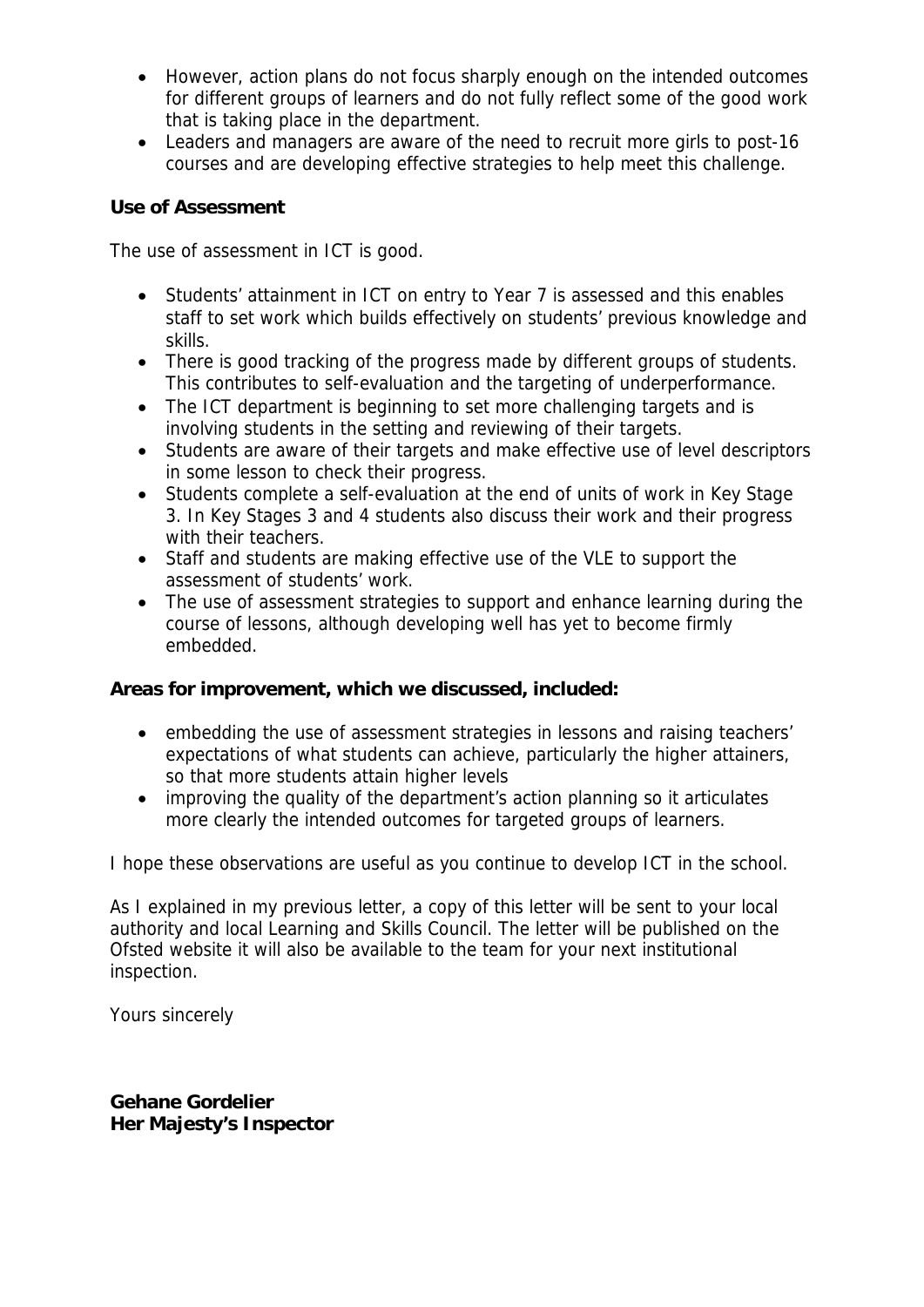- However, action plans do not focus sharply enough on the intended outcomes for different groups of learners and do not fully reflect some of the good work that is taking place in the department.
- Leaders and managers are aware of the need to recruit more girls to post-16 courses and are developing effective strategies to help meet this challenge.

**Use of Assessment**

The use of assessment in ICT is good.

- Students' attainment in ICT on entry to Year 7 is assessed and this enables staff to set work which builds effectively on students' previous knowledge and skills.
- There is good tracking of the progress made by different groups of students. This contributes to self-evaluation and the targeting of underperformance.
- The ICT department is beginning to set more challenging targets and is involving students in the setting and reviewing of their targets.
- Students are aware of their targets and make effective use of level descriptors in some lesson to check their progress.
- Students complete a self-evaluation at the end of units of work in Key Stage 3. In Key Stages 3 and 4 students also discuss their work and their progress with their teachers.
- Staff and students are making effective use of the VLE to support the assessment of students' work.
- The use of assessment strategies to support and enhance learning during the course of lessons, although developing well has yet to become firmly embedded.

**Areas for improvement, which we discussed, included:**

- embedding the use of assessment strategies in lessons and raising teachers' expectations of what students can achieve, particularly the higher attainers, so that more students attain higher levels
- improving the quality of the department's action planning so it articulates more clearly the intended outcomes for targeted groups of learners.

I hope these observations are useful as you continue to develop ICT in the school.

As I explained in my previous letter, a copy of this letter will be sent to your local authority and local Learning and Skills Council. The letter will be published on the Ofsted website it will also be available to the team for your next institutional inspection.

Yours sincerely

**Gehane Gordelier**
**Her Majesty's Inspector**